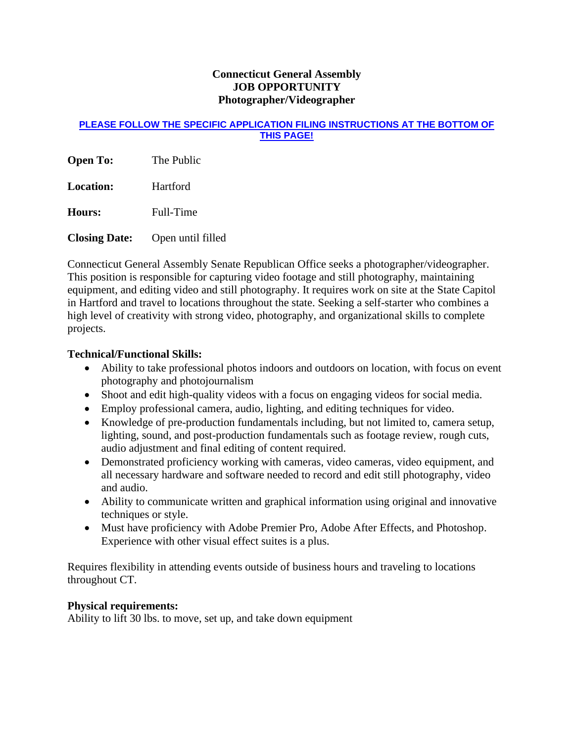# Connecticut General Assembly
## JOB OPPORTUNITY
## Photographer/Videographer

**PLEASE FOLLOW THE SPECIFIC APPLICATION FILING INSTRUCTIONS AT THE BOTTOM OF THIS PAGE!**

**Open To:** The Public

**Location:** Hartford

**Hours:** Full-Time

**Closing Date:** Open until filled

Connecticut General Assembly Senate Republican Office seeks a photographer/videographer. This position is responsible for capturing video footage and still photography, maintaining equipment, and editing video and still photography. It requires work on site at the State Capitol in Hartford and travel to locations throughout the state. Seeking a self-starter who combines a high level of creativity with strong video, photography, and organizational skills to complete projects.

**Technical/Functional Skills:**

- Ability to take professional photos indoors and outdoors on location, with focus on event photography and photojournalism
- Shoot and edit high-quality videos with a focus on engaging videos for social media.
- Employ professional camera, audio, lighting, and editing techniques for video.
- Knowledge of pre-production fundamentals including, but not limited to, camera setup, lighting, sound, and post-production fundamentals such as footage review, rough cuts, audio adjustment and final editing of content required.
- Demonstrated proficiency working with cameras, video cameras, video equipment, and all necessary hardware and software needed to record and edit still photography, video and audio.
- Ability to communicate written and graphical information using original and innovative techniques or style.
- Must have proficiency with Adobe Premier Pro, Adobe After Effects, and Photoshop. Experience with other visual effect suites is a plus.

Requires flexibility in attending events outside of business hours and traveling to locations throughout CT.

**Physical requirements:**
Ability to lift 30 lbs. to move, set up, and take down equipment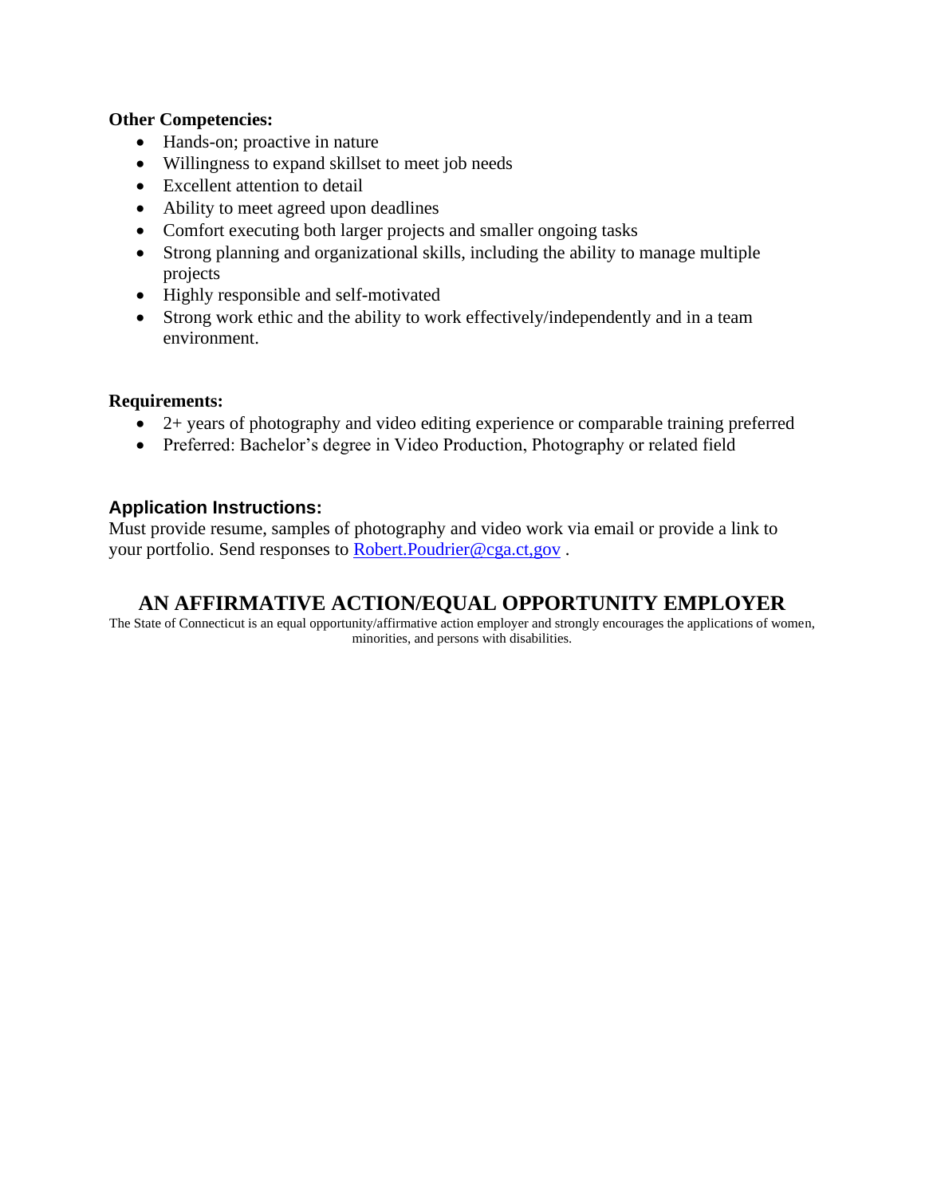**Other Competencies:**

- Hands-on; proactive in nature
- Willingness to expand skillset to meet job needs
- Excellent attention to detail
- Ability to meet agreed upon deadlines
- Comfort executing both larger projects and smaller ongoing tasks
- Strong planning and organizational skills, including the ability to manage multiple projects
- Highly responsible and self-motivated
- Strong work ethic and the ability to work effectively/independently and in a team environment.

**Requirements:**

- 2+ years of photography and video editing experience or comparable training preferred
- Preferred: Bachelor's degree in Video Production, Photography or related field

**Application Instructions:**

Must provide resume, samples of photography and video work via email or provide a link to your portfolio. Send responses to Robert.Poudrier@cga.ct,gov .

## AN AFFIRMATIVE ACTION/EQUAL OPPORTUNITY EMPLOYER

The State of Connecticut is an equal opportunity/affirmative action employer and strongly encourages the applications of women, minorities, and persons with disabilities.